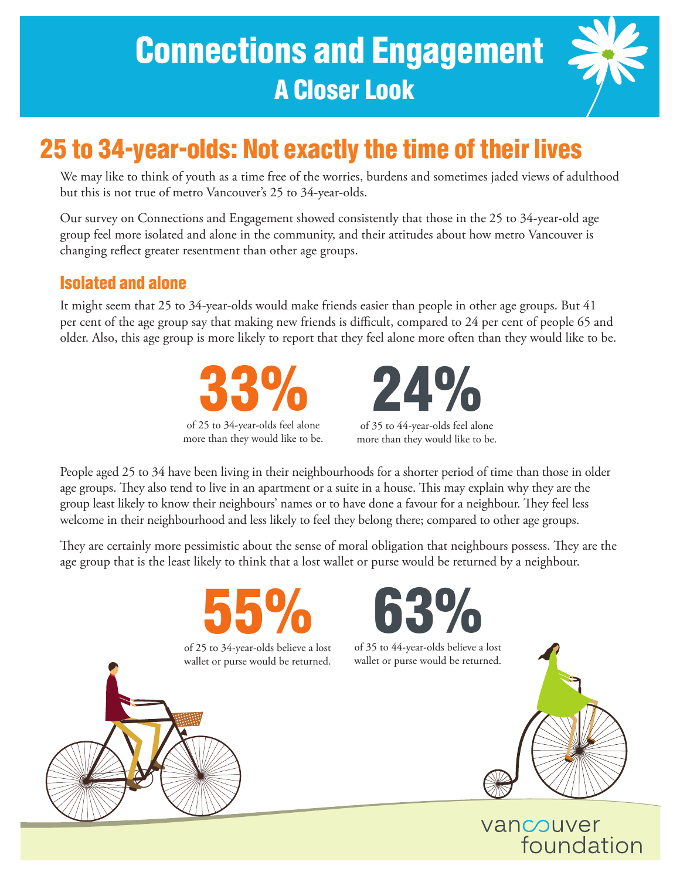# Connections and Engagement

## A Closer Look

## 25 to 34-year-olds: Not exactly the time of their lives

We may like to think of youth as a time free of the worries, burdens and sometimes jaded views of adulthood but this is not true of metro Vancouver's 25 to 34-year-olds.

Our survey on Connections and Engagement showed consistently that those in the 25 to 34-year-old age group feel more isolated and alone in the community, and their attitudes about how metro Vancouver is changing reflect greater resentment than other age groups.

### Isolated and alone

It might seem that 25 to 34-year-olds would make friends easier than people in other age groups. But 41 per cent of the age group say that making new friends is difficult, compared to 24 per cent of people 65 and older. Also, this age group is more likely to report that they feel alone more often than they would like to be.

**33%**
of 25 to 34-year-olds feel alone more than they would like to be.

**24%**
of 35 to 44-year-olds feel alone more than they would like to be.

People aged 25 to 34 have been living in their neighbourhoods for a shorter period of time than those in older age groups. They also tend to live in an apartment or a suite in a house. This may explain why they are the group least likely to know their neighbours' names or to have done a favour for a neighbour. They feel less welcome in their neighbourhood and less likely to feel they belong there; compared to other age groups.

They are certainly more pessimistic about the sense of moral obligation that neighbours possess. They are the age group that is the least likely to think that a lost wallet or purse would be returned by a neighbour.

**55%**
of 25 to 34-year-olds believe a lost wallet or purse would be returned.

**63%**
of 35 to 44-year-olds believe a lost wallet or purse would be returned.

vancouver foundation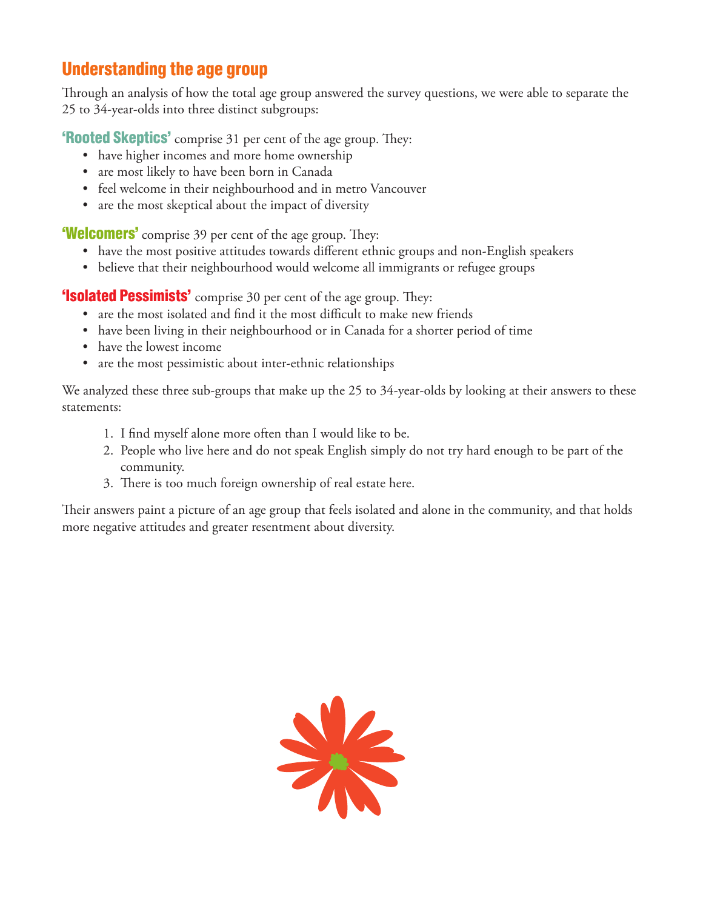## Understanding the age group

Through an analysis of how the total age group answered the survey questions, we were able to separate the 25 to 34-year-olds into three distinct subgroups:

**'Rooted Skeptics'** comprise 31 per cent of the age group. They:

- have higher incomes and more home ownership
- are most likely to have been born in Canada
- feel welcome in their neighbourhood and in metro Vancouver
- are the most skeptical about the impact of diversity

**'Welcomers'** comprise 39 per cent of the age group. They:

- have the most positive attitudes towards different ethnic groups and non-English speakers
- believe that their neighbourhood would welcome all immigrants or refugee groups

**'Isolated Pessimists'** comprise 30 per cent of the age group. They:

- are the most isolated and find it the most difficult to make new friends
- have been living in their neighbourhood or in Canada for a shorter period of time
- have the lowest income
- are the most pessimistic about inter-ethnic relationships

We analyzed these three sub-groups that make up the 25 to 34-year-olds by looking at their answers to these statements:

1. I find myself alone more often than I would like to be.
2. People who live here and do not speak English simply do not try hard enough to be part of the community.
3. There is too much foreign ownership of real estate here.

Their answers paint a picture of an age group that feels isolated and alone in the community, and that holds more negative attitudes and greater resentment about diversity.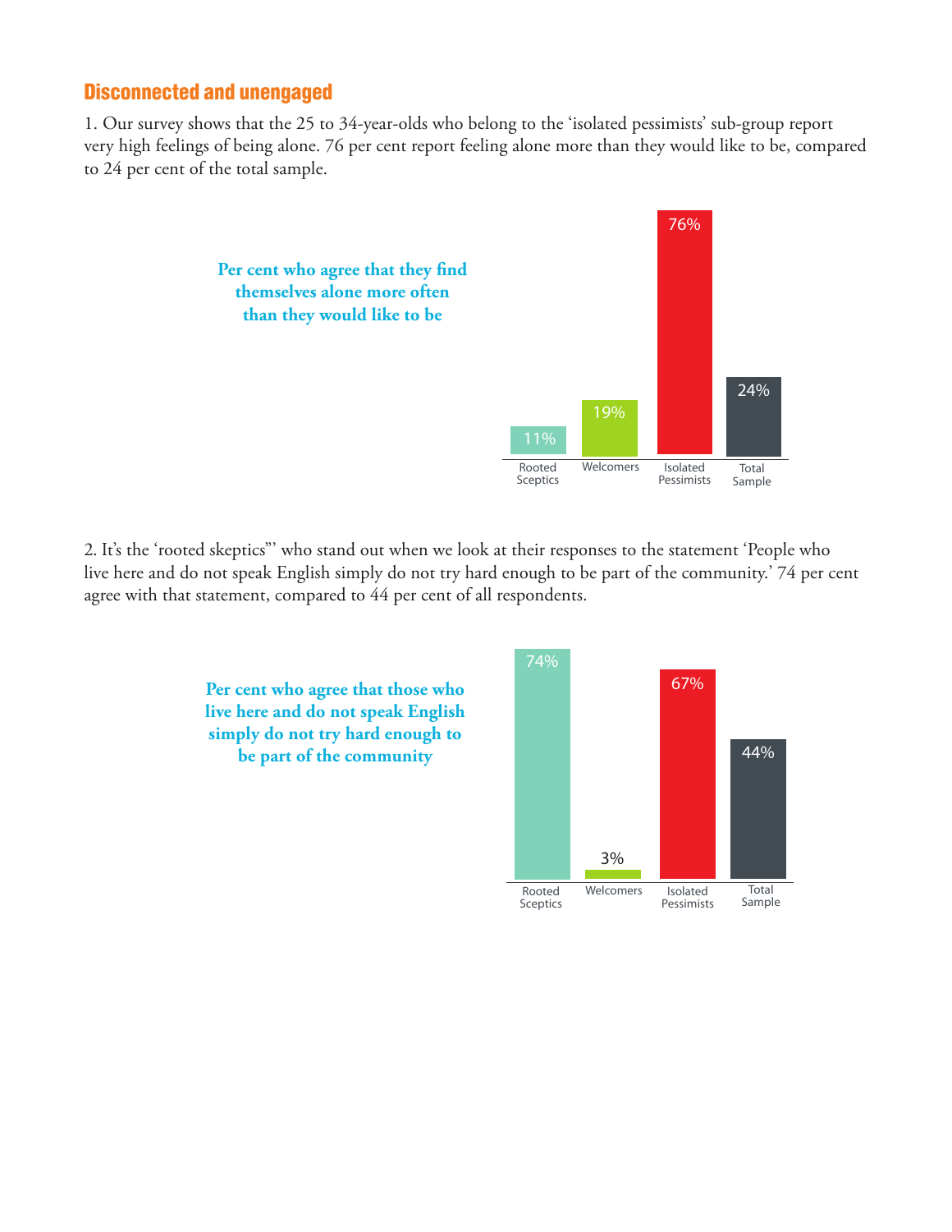## Disconnected and unengaged

1. Our survey shows that the 25 to 34-year-olds who belong to the 'isolated pessimists' sub-group report very high feelings of being alone. 76 per cent report feeling alone more than they would like to be, compared to 24 per cent of the total sample.

**Per cent who agree that they find themselves alone more often than they would like to be**

| Rooted Sceptics | Welcomers | Isolated Pessimists | Total Sample |
|---|---|---|---|
| 11% | 19% | 76% | 24% |

2. It's the 'rooted skeptics"' who stand out when we look at their responses to the statement 'People who live here and do not speak English simply do not try hard enough to be part of the community.' 74 per cent agree with that statement, compared to 44 per cent of all respondents.

**Per cent who agree that those who live here and do not speak English simply do not try hard enough to be part of the community**

| Rooted Sceptics | Welcomers | Isolated Pessimists | Total Sample |
|---|---|---|---|
| 74% | 3% | 67% | 44% |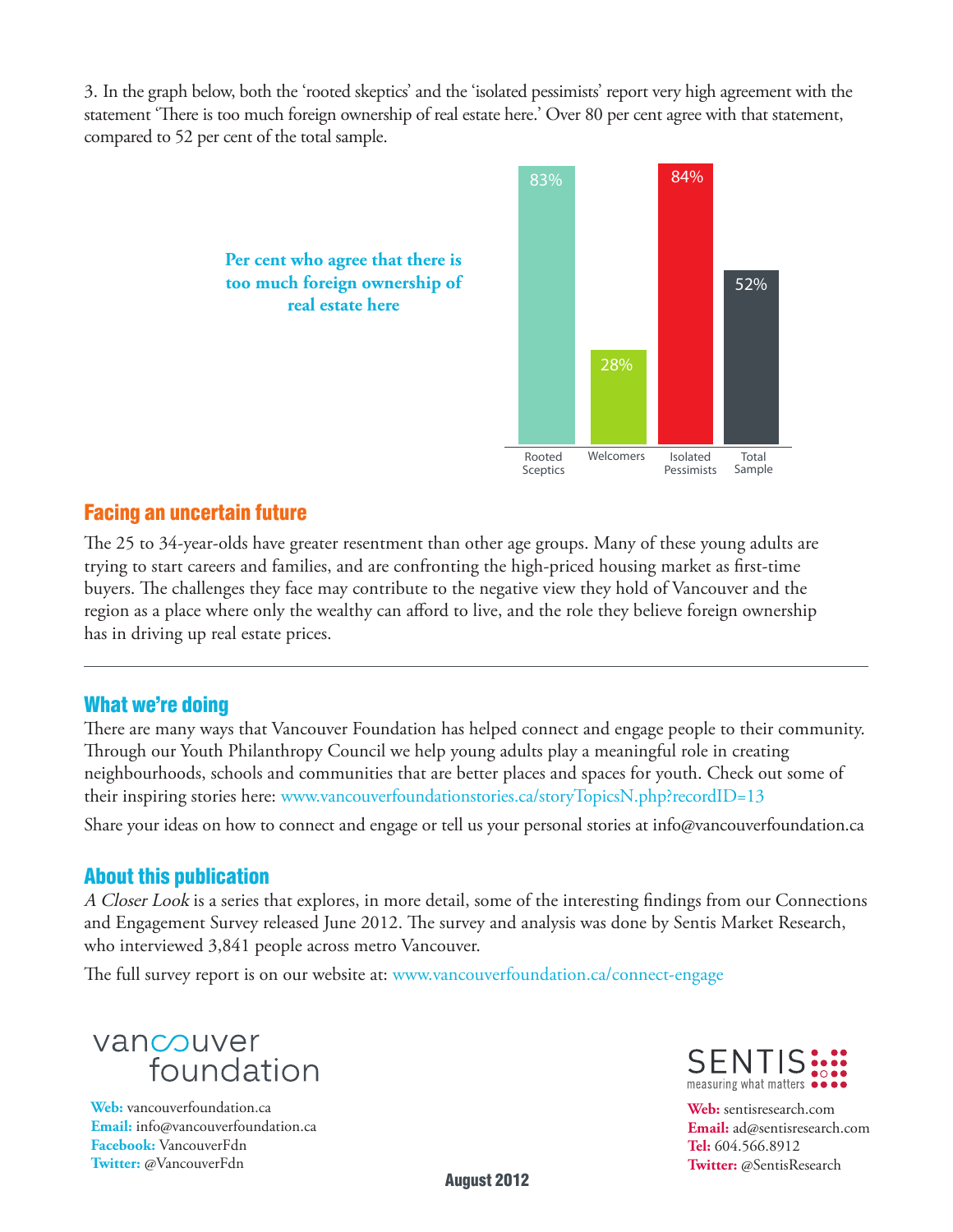3. In the graph below, both the 'rooted skeptics' and the 'isolated pessimists' report very high agreement with the statement 'There is too much foreign ownership of real estate here.' Over 80 per cent agree with that statement, compared to 52 per cent of the total sample.

**Per cent who agree that there is too much foreign ownership of real estate here**

83%
28%
84%
52%

Rooted Sceptics
Welcomers
Isolated Pessimists
Total Sample

## Facing an uncertain future

The 25 to 34-year-olds have greater resentment than other age groups. Many of these young adults are trying to start careers and families, and are confronting the high-priced housing market as first-time buyers. The challenges they face may contribute to the negative view they hold of Vancouver and the region as a place where only the wealthy can afford to live, and the role they believe foreign ownership has in driving up real estate prices.

---

## What we're doing

There are many ways that Vancouver Foundation has helped connect and engage people to their community. Through our Youth Philanthropy Council we help young adults play a meaningful role in creating neighbourhoods, schools and communities that are better places and spaces for youth. Check out some of their inspiring stories here: www.vancouverfoundationstories.ca/storyTopicsN.php?recordID=13

Share your ideas on how to connect and engage or tell us your personal stories at info@vancouverfoundation.ca

## About this publication

*A Closer Look* is a series that explores, in more detail, some of the interesting findings from our Connections and Engagement Survey released June 2012. The survey and analysis was done by Sentis Market Research, who interviewed 3,841 people across metro Vancouver.

The full survey report is on our website at: www.vancouverfoundation.ca/connect-engage

vancouver foundation

**Web:** vancouverfoundation.ca
**Email:** info@vancouverfoundation.ca
**Facebook:** VancouverFdn
**Twitter:** @VancouverFdn

SENTIS
measuring what matters

**Web:** sentisresearch.com
**Email:** ad@sentisresearch.com
**Tel:** 604.566.8912
**Twitter:** @SentisResearch

August 2012